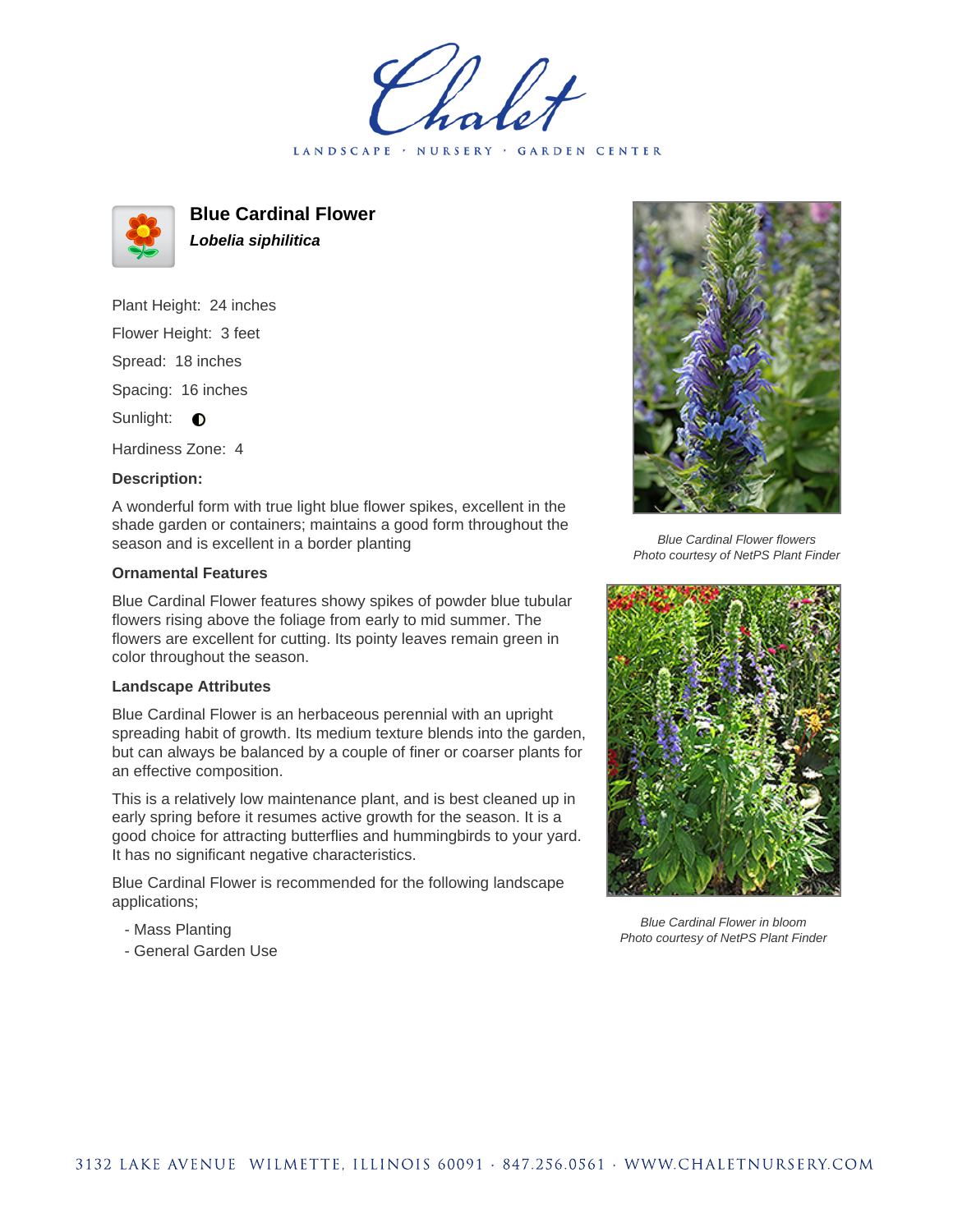# Blue Cardinal Flower

***Lobelia siphilitica***

Plant Height: 24 inches

Flower Height: 3 feet

Spread: 18 inches

Spacing: 16 inches

Sunlight: ◐

Hardiness Zone: 4

### Description:

A wonderful form with true light blue flower spikes, excellent in the shade garden or containers; maintains a good form throughout the season and is excellent in a border planting

### Ornamental Features

Blue Cardinal Flower features showy spikes of powder blue tubular flowers rising above the foliage from early to mid summer. The flowers are excellent for cutting. Its pointy leaves remain green in color throughout the season.

### Landscape Attributes

Blue Cardinal Flower is an herbaceous perennial with an upright spreading habit of growth. Its medium texture blends into the garden, but can always be balanced by a couple of finer or coarser plants for an effective composition.

This is a relatively low maintenance plant, and is best cleaned up in early spring before it resumes active growth for the season. It is a good choice for attracting butterflies and hummingbirds to your yard. It has no significant negative characteristics.

Blue Cardinal Flower is recommended for the following landscape applications;

- Mass Planting
- General Garden Use

*Blue Cardinal Flower flowers*
*Photo courtesy of NetPS Plant Finder*

*Blue Cardinal Flower in bloom*
*Photo courtesy of NetPS Plant Finder*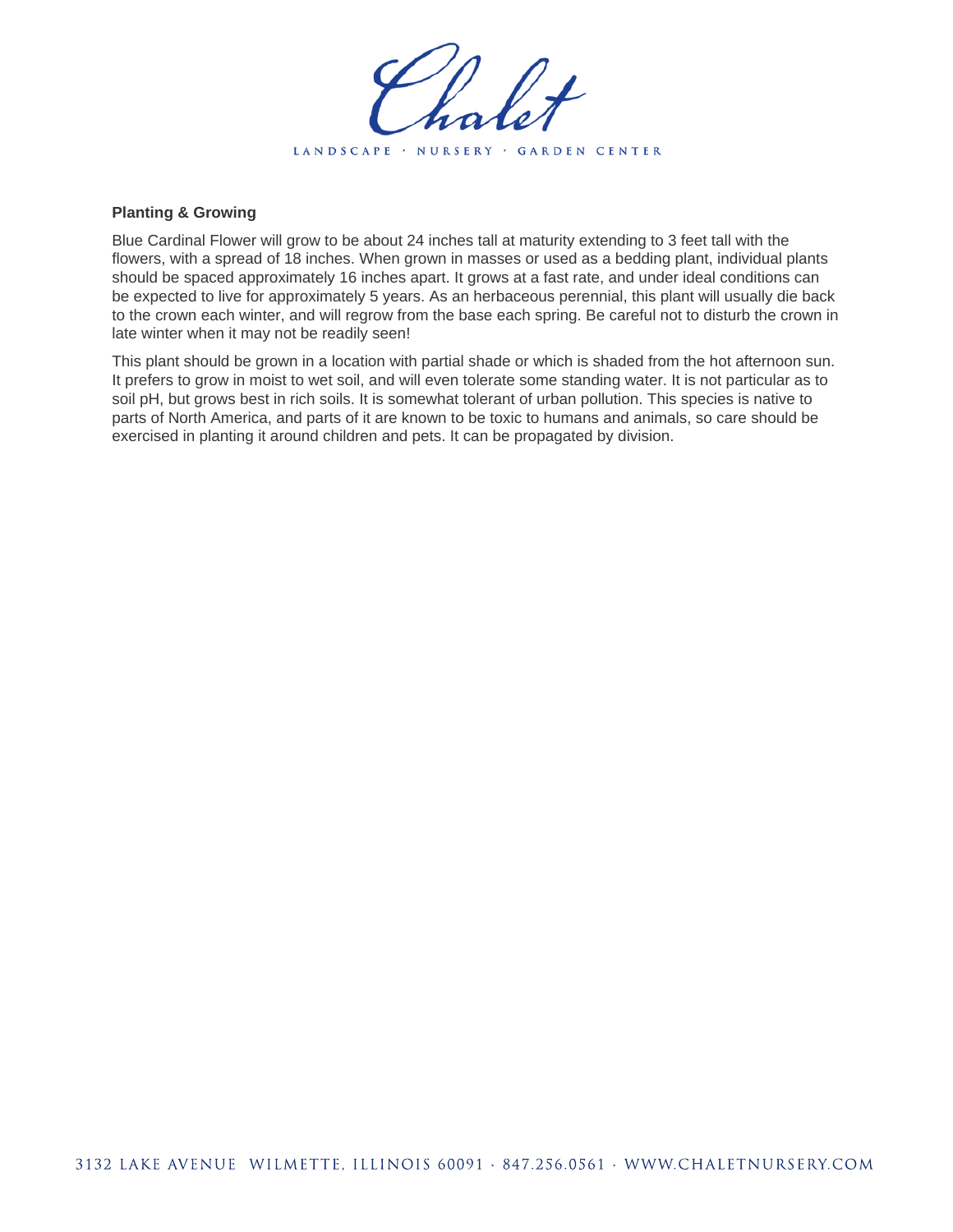**Planting & Growing**

Blue Cardinal Flower will grow to be about 24 inches tall at maturity extending to 3 feet tall with the flowers, with a spread of 18 inches. When grown in masses or used as a bedding plant, individual plants should be spaced approximately 16 inches apart. It grows at a fast rate, and under ideal conditions can be expected to live for approximately 5 years. As an herbaceous perennial, this plant will usually die back to the crown each winter, and will regrow from the base each spring. Be careful not to disturb the crown in late winter when it may not be readily seen!

This plant should be grown in a location with partial shade or which is shaded from the hot afternoon sun. It prefers to grow in moist to wet soil, and will even tolerate some standing water. It is not particular as to soil pH, but grows best in rich soils. It is somewhat tolerant of urban pollution. This species is native to parts of North America, and parts of it are known to be toxic to humans and animals, so care should be exercised in planting it around children and pets. It can be propagated by division.